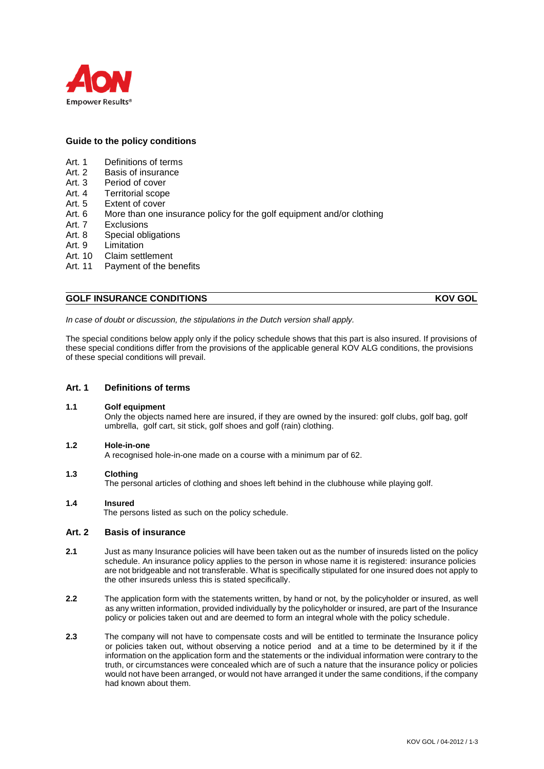AON
Empower Results®

**Guide to the policy conditions**

- Art. 1 Definitions of terms
- Art. 2 Basis of insurance
- Art. 3 Period of cover
- Art. 4 Territorial scope
- Art. 5 Extent of cover
- Art. 6 More than one insurance policy for the golf equipment and/or clothing
- Art. 7 Exclusions
- Art. 8 Special obligations
- Art. 9 Limitation
- Art. 10 Claim settlement
- Art. 11 Payment of the benefits

## GOLF INSURANCE CONDITIONS — KOV GOL

*In case of doubt or discussion, the stipulations in the Dutch version shall apply.*

The special conditions below apply only if the policy schedule shows that this part is also insured. If provisions of these special conditions differ from the provisions of the applicable general KOV ALG conditions, the provisions of these special conditions will prevail.

### Art. 1 Definitions of terms

**1.1 Golf equipment**
Only the objects named here are insured, if they are owned by the insured: golf clubs, golf bag, golf umbrella, golf cart, sit stick, golf shoes and golf (rain) clothing.

**1.2 Hole-in-one**
A recognised hole-in-one made on a course with a minimum par of 62.

**1.3 Clothing**
The personal articles of clothing and shoes left behind in the clubhouse while playing golf.

**1.4 Insured**
The persons listed as such on the policy schedule.

### Art. 2 Basis of insurance

**2.1** Just as many Insurance policies will have been taken out as the number of insureds listed on the policy schedule. An insurance policy applies to the person in whose name it is registered: insurance policies are not bridgeable and not transferable. What is specifically stipulated for one insured does not apply to the other insureds unless this is stated specifically.

**2.2** The application form with the statements written, by hand or not, by the policyholder or insured, as well as any written information, provided individually by the policyholder or insured, are part of the Insurance policy or policies taken out and are deemed to form an integral whole with the policy schedule.

**2.3** The company will not have to compensate costs and will be entitled to terminate the Insurance policy or policies taken out, without observing a notice period and at a time to be determined by it if the information on the application form and the statements or the individual information were contrary to the truth, or circumstances were concealed which are of such a nature that the insurance policy or policies would not have been arranged, or would not have arranged it under the same conditions, if the company had known about them.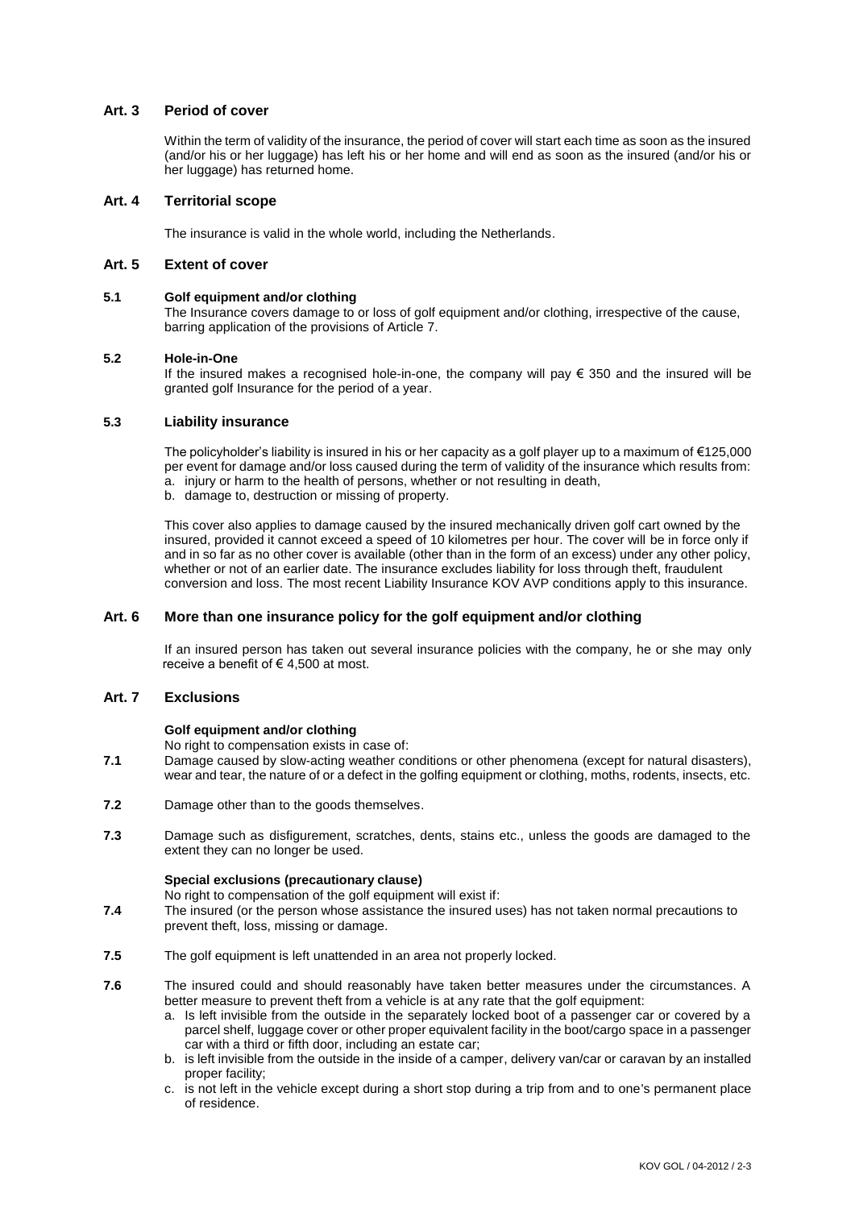## Art. 3 Period of cover

Within the term of validity of the insurance, the period of cover will start each time as soon as the insured (and/or his or her luggage) has left his or her home and will end as soon as the insured (and/or his or her luggage) has returned home.

## Art. 4 Territorial scope

The insurance is valid in the whole world, including the Netherlands.

## Art. 5 Extent of cover

### 5.1 Golf equipment and/or clothing

The Insurance covers damage to or loss of golf equipment and/or clothing, irrespective of the cause, barring application of the provisions of Article 7.

### 5.2 Hole-in-One

If the insured makes a recognised hole-in-one, the company will pay € 350 and the insured will be granted golf Insurance for the period of a year.

### 5.3 Liability insurance

The policyholder's liability is insured in his or her capacity as a golf player up to a maximum of €125,000 per event for damage and/or loss caused during the term of validity of the insurance which results from:

a. injury or harm to the health of persons, whether or not resulting in death,
b. damage to, destruction or missing of property.

This cover also applies to damage caused by the insured mechanically driven golf cart owned by the insured, provided it cannot exceed a speed of 10 kilometres per hour. The cover will be in force only if and in so far as no other cover is available (other than in the form of an excess) under any other policy, whether or not of an earlier date. The insurance excludes liability for loss through theft, fraudulent conversion and loss. The most recent Liability Insurance KOV AVP conditions apply to this insurance.

## Art. 6 More than one insurance policy for the golf equipment and/or clothing

If an insured person has taken out several insurance policies with the company, he or she may only receive a benefit of € 4,500 at most.

## Art. 7 Exclusions

**Golf equipment and/or clothing**

No right to compensation exists in case of:

**7.1** Damage caused by slow-acting weather conditions or other phenomena (except for natural disasters), wear and tear, the nature of or a defect in the golfing equipment or clothing, moths, rodents, insects, etc.

**7.2** Damage other than to the goods themselves.

**7.3** Damage such as disfigurement, scratches, dents, stains etc., unless the goods are damaged to the extent they can no longer be used.

**Special exclusions (precautionary clause)**

No right to compensation of the golf equipment will exist if:

**7.4** The insured (or the person whose assistance the insured uses) has not taken normal precautions to prevent theft, loss, missing or damage.

**7.5** The golf equipment is left unattended in an area not properly locked.

**7.6** The insured could and should reasonably have taken better measures under the circumstances. A better measure to prevent theft from a vehicle is at any rate that the golf equipment:

a. Is left invisible from the outside in the separately locked boot of a passenger car or covered by a parcel shelf, luggage cover or other proper equivalent facility in the boot/cargo space in a passenger car with a third or fifth door, including an estate car;
b. is left invisible from the outside in the inside of a camper, delivery van/car or caravan by an installed proper facility;
c. is not left in the vehicle except during a short stop during a trip from and to one's permanent place of residence.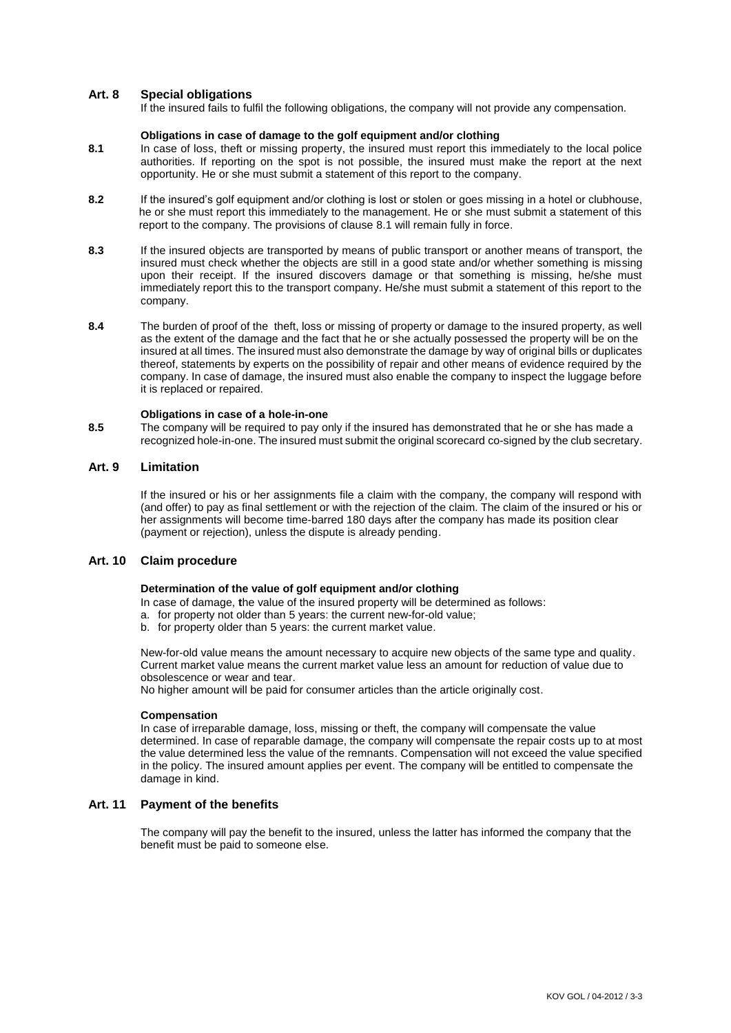## Art. 8 Special obligations

If the insured fails to fulfil the following obligations, the company will not provide any compensation.

**Obligations in case of damage to the golf equipment and/or clothing**

**8.1** In case of loss, theft or missing property, the insured must report this immediately to the local police authorities. If reporting on the spot is not possible, the insured must make the report at the next opportunity. He or she must submit a statement of this report to the company.

**8.2** If the insured's golf equipment and/or clothing is lost or stolen or goes missing in a hotel or clubhouse, he or she must report this immediately to the management. He or she must submit a statement of this report to the company. The provisions of clause 8.1 will remain fully in force.

**8.3** If the insured objects are transported by means of public transport or another means of transport, the insured must check whether the objects are still in a good state and/or whether something is missing upon their receipt. If the insured discovers damage or that something is missing, he/she must immediately report this to the transport company. He/she must submit a statement of this report to the company.

**8.4** The burden of proof of the theft, loss or missing of property or damage to the insured property, as well as the extent of the damage and the fact that he or she actually possessed the property will be on the insured at all times. The insured must also demonstrate the damage by way of original bills or duplicates thereof, statements by experts on the possibility of repair and other means of evidence required by the company. In case of damage, the insured must also enable the company to inspect the luggage before it is replaced or repaired.

**Obligations in case of a hole-in-one**

**8.5** The company will be required to pay only if the insured has demonstrated that he or she has made a recognized hole-in-one. The insured must submit the original scorecard co-signed by the club secretary.

## Art. 9 Limitation

If the insured or his or her assignments file a claim with the company, the company will respond with (and offer) to pay as final settlement or with the rejection of the claim. The claim of the insured or his or her assignments will become time-barred 180 days after the company has made its position clear (payment or rejection), unless the dispute is already pending.

## Art. 10 Claim procedure

**Determination of the value of golf equipment and/or clothing**

In case of damage, the value of the insured property will be determined as follows:

a. for property not older than 5 years: the current new-for-old value;
b. for property older than 5 years: the current market value.

New-for-old value means the amount necessary to acquire new objects of the same type and quality. Current market value means the current market value less an amount for reduction of value due to obsolescence or wear and tear.
No higher amount will be paid for consumer articles than the article originally cost.

**Compensation**

In case of irreparable damage, loss, missing or theft, the company will compensate the value determined. In case of reparable damage, the company will compensate the repair costs up to at most the value determined less the value of the remnants. Compensation will not exceed the value specified in the policy. The insured amount applies per event. The company will be entitled to compensate the damage in kind.

## Art. 11 Payment of the benefits

The company will pay the benefit to the insured, unless the latter has informed the company that the benefit must be paid to someone else.